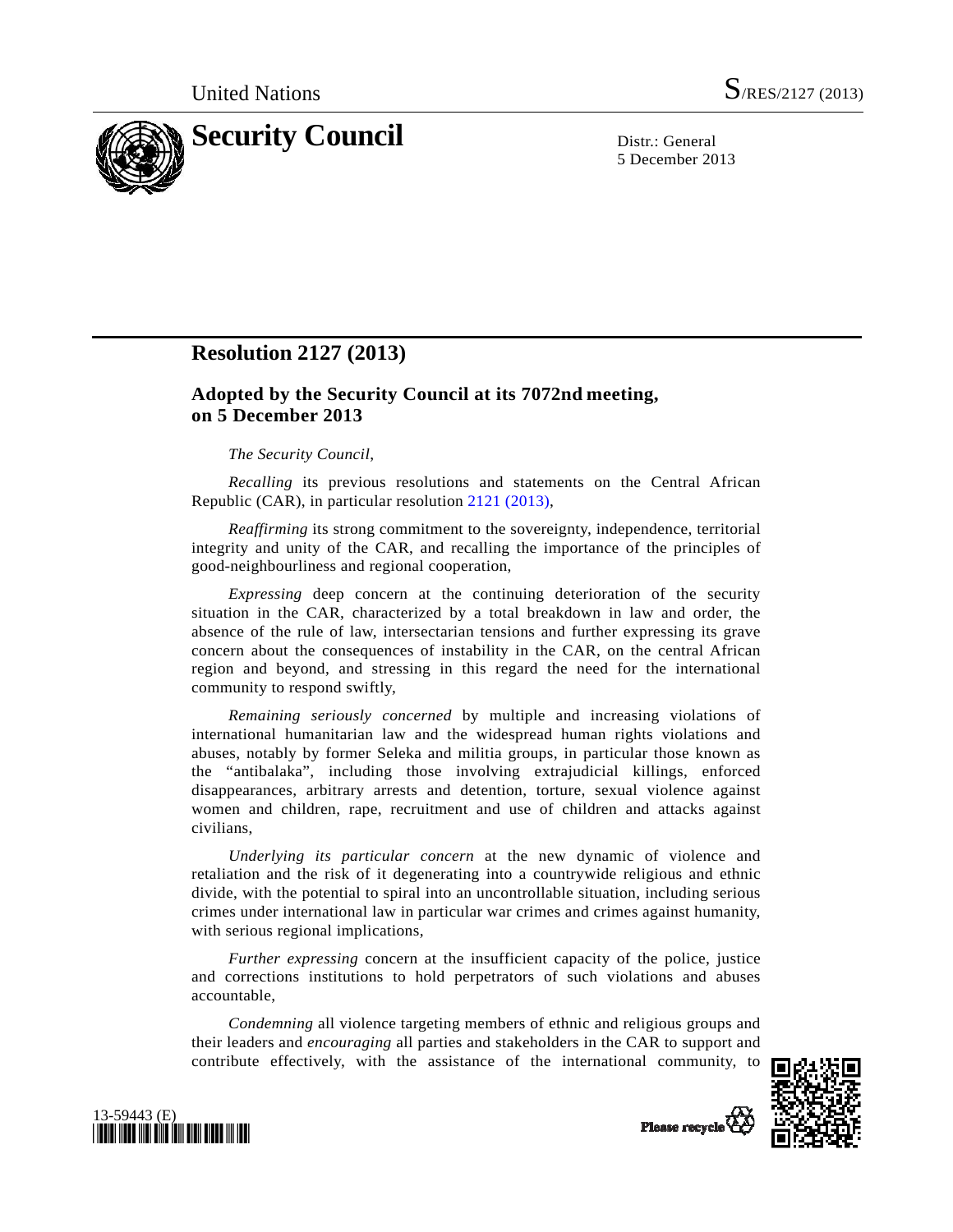United Nations S/RES/2127 (2013)

# Security Council

Distr.: General
5 December 2013

## Resolution 2127 (2013)

### Adopted by the Security Council at its 7072nd meeting, on 5 December 2013

*The Security Council*,

*Recalling* its previous resolutions and statements on the Central African Republic (CAR), in particular resolution 2121 (2013),

*Reaffirming* its strong commitment to the sovereignty, independence, territorial integrity and unity of the CAR, and recalling the importance of the principles of good-neighbourliness and regional cooperation,

*Expressing* deep concern at the continuing deterioration of the security situation in the CAR, characterized by a total breakdown in law and order, the absence of the rule of law, intersectarian tensions and further expressing its grave concern about the consequences of instability in the CAR, on the central African region and beyond, and stressing in this regard the need for the international community to respond swiftly,

*Remaining seriously concerned* by multiple and increasing violations of international humanitarian law and the widespread human rights violations and abuses, notably by former Seleka and militia groups, in particular those known as the "antibalaka", including those involving extrajudicial killings, enforced disappearances, arbitrary arrests and detention, torture, sexual violence against women and children, rape, recruitment and use of children and attacks against civilians,

*Underlying its particular concern* at the new dynamic of violence and retaliation and the risk of it degenerating into a countrywide religious and ethnic divide, with the potential to spiral into an uncontrollable situation, including serious crimes under international law in particular war crimes and crimes against humanity, with serious regional implications,

*Further expressing* concern at the insufficient capacity of the police, justice and corrections institutions to hold perpetrators of such violations and abuses accountable,

*Condemning* all violence targeting members of ethnic and religious groups and their leaders and *encouraging* all parties and stakeholders in the CAR to support and contribute effectively, with the assistance of the international community, to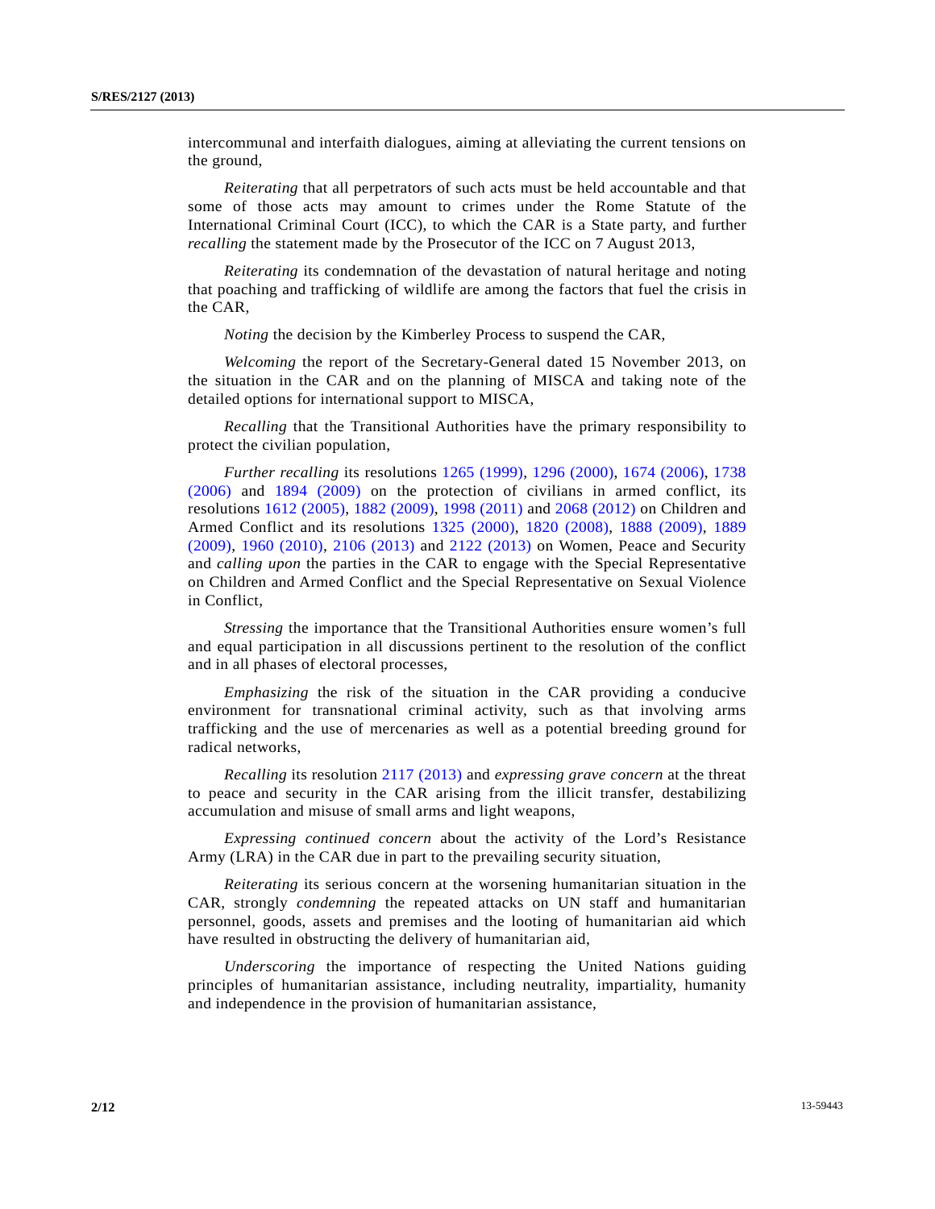intercommunal and interfaith dialogues, aiming at alleviating the current tensions on the ground,

*Reiterating* that all perpetrators of such acts must be held accountable and that some of those acts may amount to crimes under the Rome Statute of the International Criminal Court (ICC), to which the CAR is a State party, and further *recalling* the statement made by the Prosecutor of the ICC on 7 August 2013,

*Reiterating* its condemnation of the devastation of natural heritage and noting that poaching and trafficking of wildlife are among the factors that fuel the crisis in the CAR,

*Noting* the decision by the Kimberley Process to suspend the CAR,

*Welcoming* the report of the Secretary-General dated 15 November 2013, on the situation in the CAR and on the planning of MISCA and taking note of the detailed options for international support to MISCA,

*Recalling* that the Transitional Authorities have the primary responsibility to protect the civilian population,

*Further recalling* its resolutions 1265 (1999), 1296 (2000), 1674 (2006), 1738 (2006) and 1894 (2009) on the protection of civilians in armed conflict, its resolutions 1612 (2005), 1882 (2009), 1998 (2011) and 2068 (2012) on Children and Armed Conflict and its resolutions 1325 (2000), 1820 (2008), 1888 (2009), 1889 (2009), 1960 (2010), 2106 (2013) and 2122 (2013) on Women, Peace and Security and *calling upon* the parties in the CAR to engage with the Special Representative on Children and Armed Conflict and the Special Representative on Sexual Violence in Conflict,

*Stressing* the importance that the Transitional Authorities ensure women's full and equal participation in all discussions pertinent to the resolution of the conflict and in all phases of electoral processes,

*Emphasizing* the risk of the situation in the CAR providing a conducive environment for transnational criminal activity, such as that involving arms trafficking and the use of mercenaries as well as a potential breeding ground for radical networks,

*Recalling* its resolution 2117 (2013) and *expressing grave concern* at the threat to peace and security in the CAR arising from the illicit transfer, destabilizing accumulation and misuse of small arms and light weapons,

*Expressing continued concern* about the activity of the Lord's Resistance Army (LRA) in the CAR due in part to the prevailing security situation,

*Reiterating* its serious concern at the worsening humanitarian situation in the CAR, strongly *condemning* the repeated attacks on UN staff and humanitarian personnel, goods, assets and premises and the looting of humanitarian aid which have resulted in obstructing the delivery of humanitarian aid,

*Underscoring* the importance of respecting the United Nations guiding principles of humanitarian assistance, including neutrality, impartiality, humanity and independence in the provision of humanitarian assistance,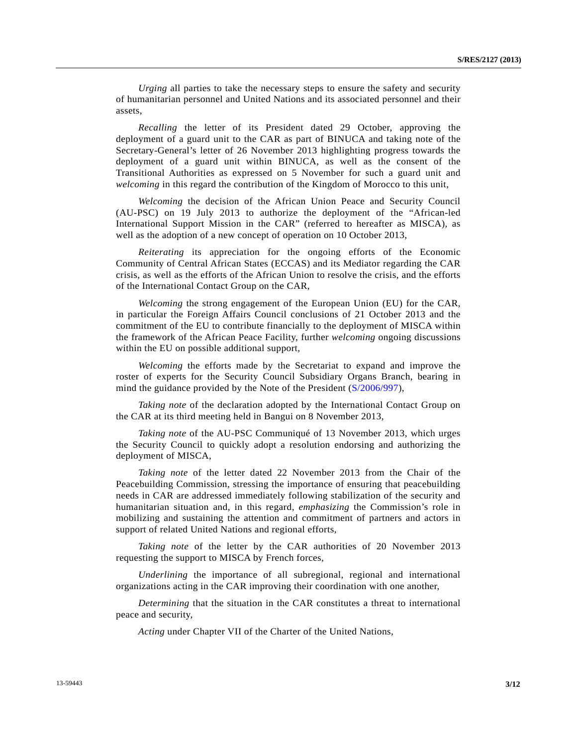*Urging* all parties to take the necessary steps to ensure the safety and security of humanitarian personnel and United Nations and its associated personnel and their assets,

*Recalling* the letter of its President dated 29 October, approving the deployment of a guard unit to the CAR as part of BINUCA and taking note of the Secretary-General's letter of 26 November 2013 highlighting progress towards the deployment of a guard unit within BINUCA, as well as the consent of the Transitional Authorities as expressed on 5 November for such a guard unit and *welcoming* in this regard the contribution of the Kingdom of Morocco to this unit,

*Welcoming* the decision of the African Union Peace and Security Council (AU-PSC) on 19 July 2013 to authorize the deployment of the "African-led International Support Mission in the CAR" (referred to hereafter as MISCA), as well as the adoption of a new concept of operation on 10 October 2013,

*Reiterating* its appreciation for the ongoing efforts of the Economic Community of Central African States (ECCAS) and its Mediator regarding the CAR crisis, as well as the efforts of the African Union to resolve the crisis, and the efforts of the International Contact Group on the CAR,

*Welcoming* the strong engagement of the European Union (EU) for the CAR, in particular the Foreign Affairs Council conclusions of 21 October 2013 and the commitment of the EU to contribute financially to the deployment of MISCA within the framework of the African Peace Facility, further *welcoming* ongoing discussions within the EU on possible additional support,

*Welcoming* the efforts made by the Secretariat to expand and improve the roster of experts for the Security Council Subsidiary Organs Branch, bearing in mind the guidance provided by the Note of the President (S/2006/997),

*Taking note* of the declaration adopted by the International Contact Group on the CAR at its third meeting held in Bangui on 8 November 2013,

*Taking note* of the AU-PSC Communiqué of 13 November 2013, which urges the Security Council to quickly adopt a resolution endorsing and authorizing the deployment of MISCA,

*Taking note* of the letter dated 22 November 2013 from the Chair of the Peacebuilding Commission, stressing the importance of ensuring that peacebuilding needs in CAR are addressed immediately following stabilization of the security and humanitarian situation and, in this regard, *emphasizing* the Commission's role in mobilizing and sustaining the attention and commitment of partners and actors in support of related United Nations and regional efforts,

*Taking note* of the letter by the CAR authorities of 20 November 2013 requesting the support to MISCA by French forces,

*Underlining* the importance of all subregional, regional and international organizations acting in the CAR improving their coordination with one another,

*Determining* that the situation in the CAR constitutes a threat to international peace and security,

*Acting* under Chapter VII of the Charter of the United Nations,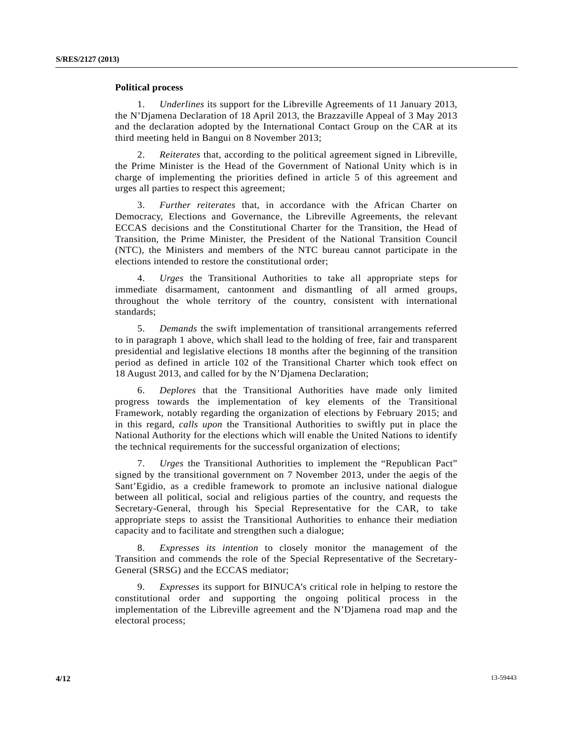**Political process**

1. *Underlines* its support for the Libreville Agreements of 11 January 2013, the N'Djamena Declaration of 18 April 2013, the Brazzaville Appeal of 3 May 2013 and the declaration adopted by the International Contact Group on the CAR at its third meeting held in Bangui on 8 November 2013;

2. *Reiterates* that, according to the political agreement signed in Libreville, the Prime Minister is the Head of the Government of National Unity which is in charge of implementing the priorities defined in article 5 of this agreement and urges all parties to respect this agreement;

3. *Further reiterates* that, in accordance with the African Charter on Democracy, Elections and Governance, the Libreville Agreements, the relevant ECCAS decisions and the Constitutional Charter for the Transition, the Head of Transition, the Prime Minister, the President of the National Transition Council (NTC), the Ministers and members of the NTC bureau cannot participate in the elections intended to restore the constitutional order;

4. *Urges* the Transitional Authorities to take all appropriate steps for immediate disarmament, cantonment and dismantling of all armed groups, throughout the whole territory of the country, consistent with international standards;

5. *Demands* the swift implementation of transitional arrangements referred to in paragraph 1 above, which shall lead to the holding of free, fair and transparent presidential and legislative elections 18 months after the beginning of the transition period as defined in article 102 of the Transitional Charter which took effect on 18 August 2013, and called for by the N'Djamena Declaration;

6. *Deplores* that the Transitional Authorities have made only limited progress towards the implementation of key elements of the Transitional Framework, notably regarding the organization of elections by February 2015; and in this regard, *calls upon* the Transitional Authorities to swiftly put in place the National Authority for the elections which will enable the United Nations to identify the technical requirements for the successful organization of elections;

7. *Urges* the Transitional Authorities to implement the "Republican Pact" signed by the transitional government on 7 November 2013, under the aegis of the Sant'Egidio, as a credible framework to promote an inclusive national dialogue between all political, social and religious parties of the country, and requests the Secretary-General, through his Special Representative for the CAR, to take appropriate steps to assist the Transitional Authorities to enhance their mediation capacity and to facilitate and strengthen such a dialogue;

8. *Expresses its intention* to closely monitor the management of the Transition and commends the role of the Special Representative of the Secretary-General (SRSG) and the ECCAS mediator;

9. *Expresses* its support for BINUCA's critical role in helping to restore the constitutional order and supporting the ongoing political process in the implementation of the Libreville agreement and the N'Djamena road map and the electoral process;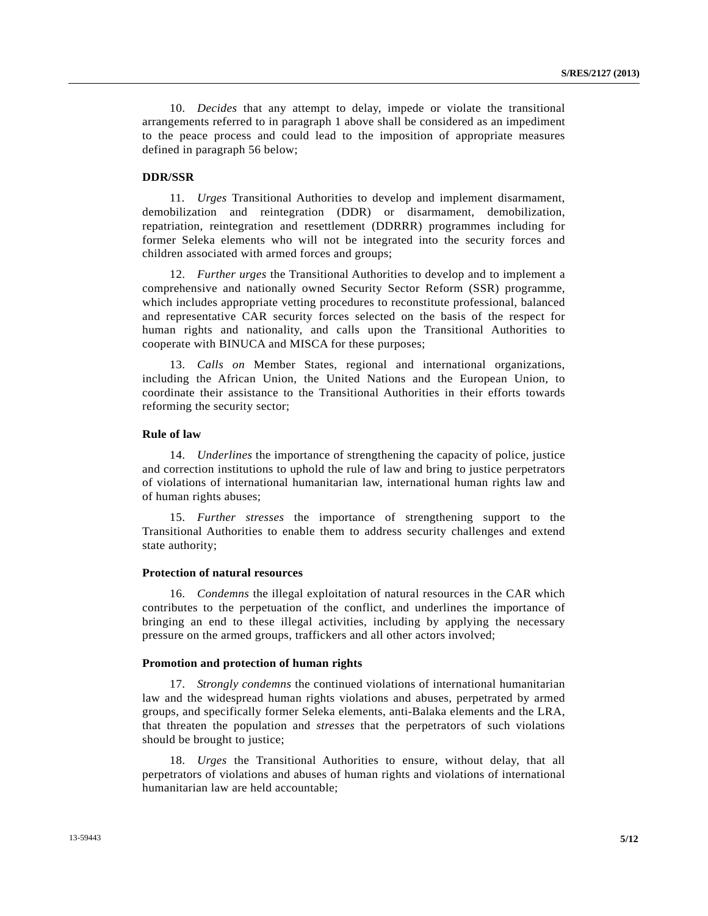10. *Decides* that any attempt to delay, impede or violate the transitional arrangements referred to in paragraph 1 above shall be considered as an impediment to the peace process and could lead to the imposition of appropriate measures defined in paragraph 56 below;

**DDR/SSR**

11. *Urges* Transitional Authorities to develop and implement disarmament, demobilization and reintegration (DDR) or disarmament, demobilization, repatriation, reintegration and resettlement (DDRRR) programmes including for former Seleka elements who will not be integrated into the security forces and children associated with armed forces and groups;

12. *Further urges* the Transitional Authorities to develop and to implement a comprehensive and nationally owned Security Sector Reform (SSR) programme, which includes appropriate vetting procedures to reconstitute professional, balanced and representative CAR security forces selected on the basis of the respect for human rights and nationality, and calls upon the Transitional Authorities to cooperate with BINUCA and MISCA for these purposes;

13. *Calls on* Member States, regional and international organizations, including the African Union, the United Nations and the European Union, to coordinate their assistance to the Transitional Authorities in their efforts towards reforming the security sector;

**Rule of law**

14. *Underlines* the importance of strengthening the capacity of police, justice and correction institutions to uphold the rule of law and bring to justice perpetrators of violations of international humanitarian law, international human rights law and of human rights abuses;

15. *Further stresses* the importance of strengthening support to the Transitional Authorities to enable them to address security challenges and extend state authority;

**Protection of natural resources**

16. *Condemns* the illegal exploitation of natural resources in the CAR which contributes to the perpetuation of the conflict, and underlines the importance of bringing an end to these illegal activities, including by applying the necessary pressure on the armed groups, traffickers and all other actors involved;

**Promotion and protection of human rights**

17. *Strongly condemns* the continued violations of international humanitarian law and the widespread human rights violations and abuses, perpetrated by armed groups, and specifically former Seleka elements, anti-Balaka elements and the LRA, that threaten the population and *stresses* that the perpetrators of such violations should be brought to justice;

18. *Urges* the Transitional Authorities to ensure, without delay, that all perpetrators of violations and abuses of human rights and violations of international humanitarian law are held accountable;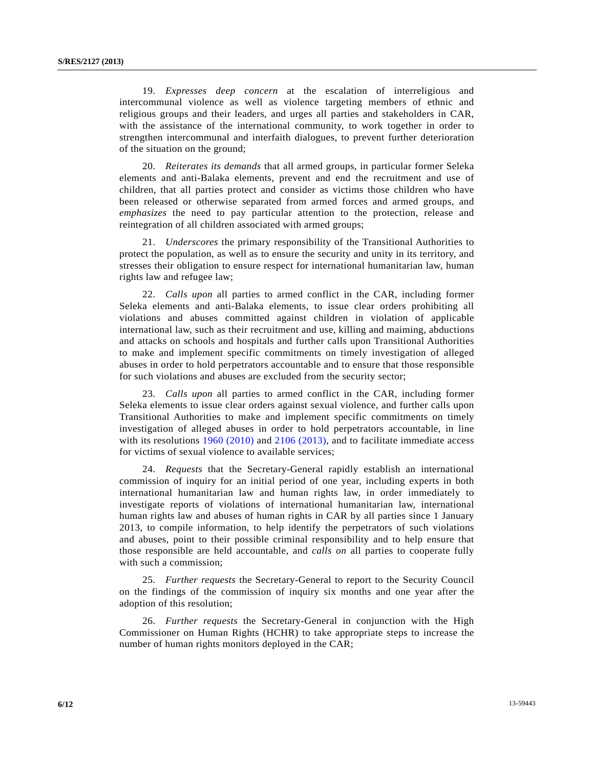19. *Expresses deep concern* at the escalation of interreligious and intercommunal violence as well as violence targeting members of ethnic and religious groups and their leaders, and urges all parties and stakeholders in CAR, with the assistance of the international community, to work together in order to strengthen intercommunal and interfaith dialogues, to prevent further deterioration of the situation on the ground;

20. *Reiterates its demands* that all armed groups, in particular former Seleka elements and anti-Balaka elements, prevent and end the recruitment and use of children, that all parties protect and consider as victims those children who have been released or otherwise separated from armed forces and armed groups, and *emphasizes* the need to pay particular attention to the protection, release and reintegration of all children associated with armed groups;

21. *Underscores* the primary responsibility of the Transitional Authorities to protect the population, as well as to ensure the security and unity in its territory, and stresses their obligation to ensure respect for international humanitarian law, human rights law and refugee law;

22. *Calls upon* all parties to armed conflict in the CAR, including former Seleka elements and anti-Balaka elements, to issue clear orders prohibiting all violations and abuses committed against children in violation of applicable international law, such as their recruitment and use, killing and maiming, abductions and attacks on schools and hospitals and further calls upon Transitional Authorities to make and implement specific commitments on timely investigation of alleged abuses in order to hold perpetrators accountable and to ensure that those responsible for such violations and abuses are excluded from the security sector;

23. *Calls upon* all parties to armed conflict in the CAR, including former Seleka elements to issue clear orders against sexual violence, and further calls upon Transitional Authorities to make and implement specific commitments on timely investigation of alleged abuses in order to hold perpetrators accountable, in line with its resolutions 1960 (2010) and 2106 (2013), and to facilitate immediate access for victims of sexual violence to available services;

24. *Requests* that the Secretary-General rapidly establish an international commission of inquiry for an initial period of one year, including experts in both international humanitarian law and human rights law, in order immediately to investigate reports of violations of international humanitarian law, international human rights law and abuses of human rights in CAR by all parties since 1 January 2013, to compile information, to help identify the perpetrators of such violations and abuses, point to their possible criminal responsibility and to help ensure that those responsible are held accountable, and *calls on* all parties to cooperate fully with such a commission;

25. *Further requests* the Secretary-General to report to the Security Council on the findings of the commission of inquiry six months and one year after the adoption of this resolution;

26. *Further requests* the Secretary-General in conjunction with the High Commissioner on Human Rights (HCHR) to take appropriate steps to increase the number of human rights monitors deployed in the CAR;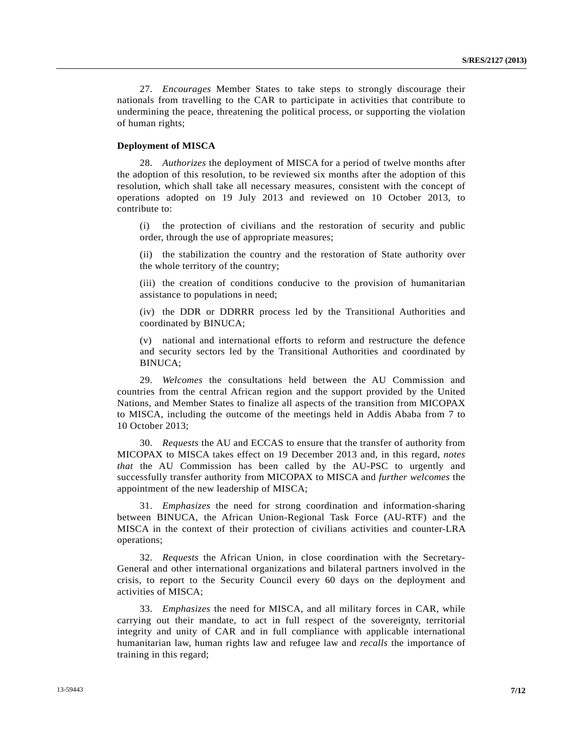27. *Encourages* Member States to take steps to strongly discourage their nationals from travelling to the CAR to participate in activities that contribute to undermining the peace, threatening the political process, or supporting the violation of human rights;

**Deployment of MISCA**

28. *Authorizes* the deployment of MISCA for a period of twelve months after the adoption of this resolution, to be reviewed six months after the adoption of this resolution, which shall take all necessary measures, consistent with the concept of operations adopted on 19 July 2013 and reviewed on 10 October 2013, to contribute to:

(i) the protection of civilians and the restoration of security and public order, through the use of appropriate measures;

(ii) the stabilization the country and the restoration of State authority over the whole territory of the country;

(iii) the creation of conditions conducive to the provision of humanitarian assistance to populations in need;

(iv) the DDR or DDRRR process led by the Transitional Authorities and coordinated by BINUCA;

(v) national and international efforts to reform and restructure the defence and security sectors led by the Transitional Authorities and coordinated by BINUCA;

29. *Welcomes* the consultations held between the AU Commission and countries from the central African region and the support provided by the United Nations, and Member States to finalize all aspects of the transition from MICOPAX to MISCA, including the outcome of the meetings held in Addis Ababa from 7 to 10 October 2013;

30. *Requests* the AU and ECCAS to ensure that the transfer of authority from MICOPAX to MISCA takes effect on 19 December 2013 and, in this regard, *notes that* the AU Commission has been called by the AU-PSC to urgently and successfully transfer authority from MICOPAX to MISCA and *further welcomes* the appointment of the new leadership of MISCA;

31. *Emphasizes* the need for strong coordination and information-sharing between BINUCA, the African Union-Regional Task Force (AU-RTF) and the MISCA in the context of their protection of civilians activities and counter-LRA operations;

32. *Requests* the African Union, in close coordination with the Secretary-General and other international organizations and bilateral partners involved in the crisis, to report to the Security Council every 60 days on the deployment and activities of MISCA;

33. *Emphasizes* the need for MISCA, and all military forces in CAR, while carrying out their mandate, to act in full respect of the sovereignty, territorial integrity and unity of CAR and in full compliance with applicable international humanitarian law, human rights law and refugee law and *recalls* the importance of training in this regard;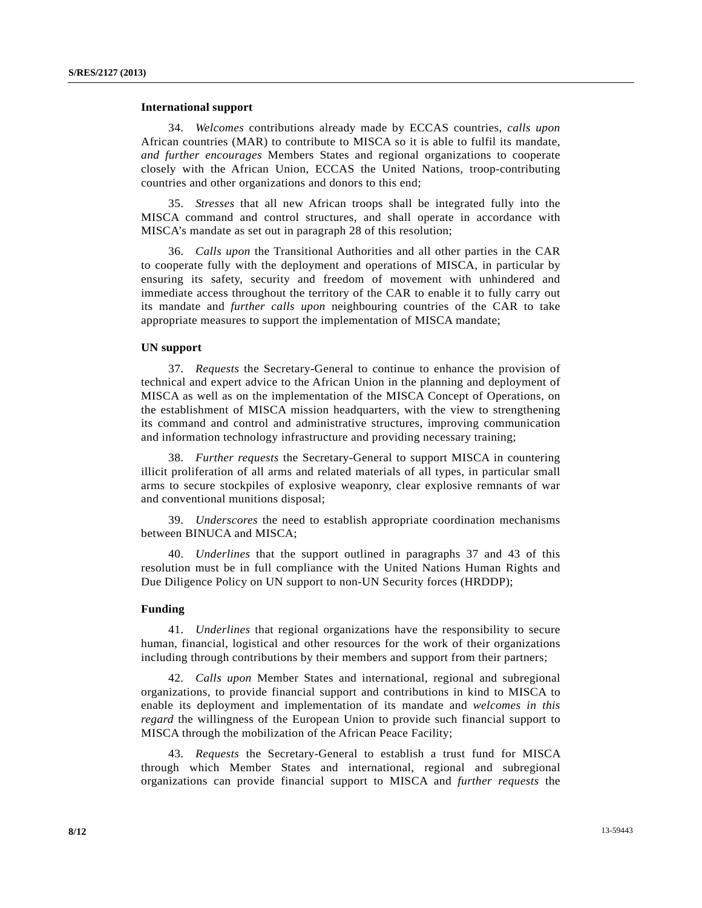**International support**

34. *Welcomes* contributions already made by ECCAS countries, *calls upon* African countries (MAR) to contribute to MISCA so it is able to fulfil its mandate, *and further encourages* Members States and regional organizations to cooperate closely with the African Union, ECCAS the United Nations, troop-contributing countries and other organizations and donors to this end;

35. *Stresses* that all new African troops shall be integrated fully into the MISCA command and control structures, and shall operate in accordance with MISCA's mandate as set out in paragraph 28 of this resolution;

36. *Calls upon* the Transitional Authorities and all other parties in the CAR to cooperate fully with the deployment and operations of MISCA, in particular by ensuring its safety, security and freedom of movement with unhindered and immediate access throughout the territory of the CAR to enable it to fully carry out its mandate and *further calls upon* neighbouring countries of the CAR to take appropriate measures to support the implementation of MISCA mandate;

**UN support**

37. *Requests* the Secretary-General to continue to enhance the provision of technical and expert advice to the African Union in the planning and deployment of MISCA as well as on the implementation of the MISCA Concept of Operations, on the establishment of MISCA mission headquarters, with the view to strengthening its command and control and administrative structures, improving communication and information technology infrastructure and providing necessary training;

38. *Further requests* the Secretary-General to support MISCA in countering illicit proliferation of all arms and related materials of all types, in particular small arms to secure stockpiles of explosive weaponry, clear explosive remnants of war and conventional munitions disposal;

39. *Underscores* the need to establish appropriate coordination mechanisms between BINUCA and MISCA;

40. *Underlines* that the support outlined in paragraphs 37 and 43 of this resolution must be in full compliance with the United Nations Human Rights and Due Diligence Policy on UN support to non-UN Security forces (HRDDP);

**Funding**

41. *Underlines* that regional organizations have the responsibility to secure human, financial, logistical and other resources for the work of their organizations including through contributions by their members and support from their partners;

42. *Calls upon* Member States and international, regional and subregional organizations, to provide financial support and contributions in kind to MISCA to enable its deployment and implementation of its mandate and *welcomes in this regard* the willingness of the European Union to provide such financial support to MISCA through the mobilization of the African Peace Facility;

43. *Requests* the Secretary-General to establish a trust fund for MISCA through which Member States and international, regional and subregional organizations can provide financial support to MISCA and *further requests* the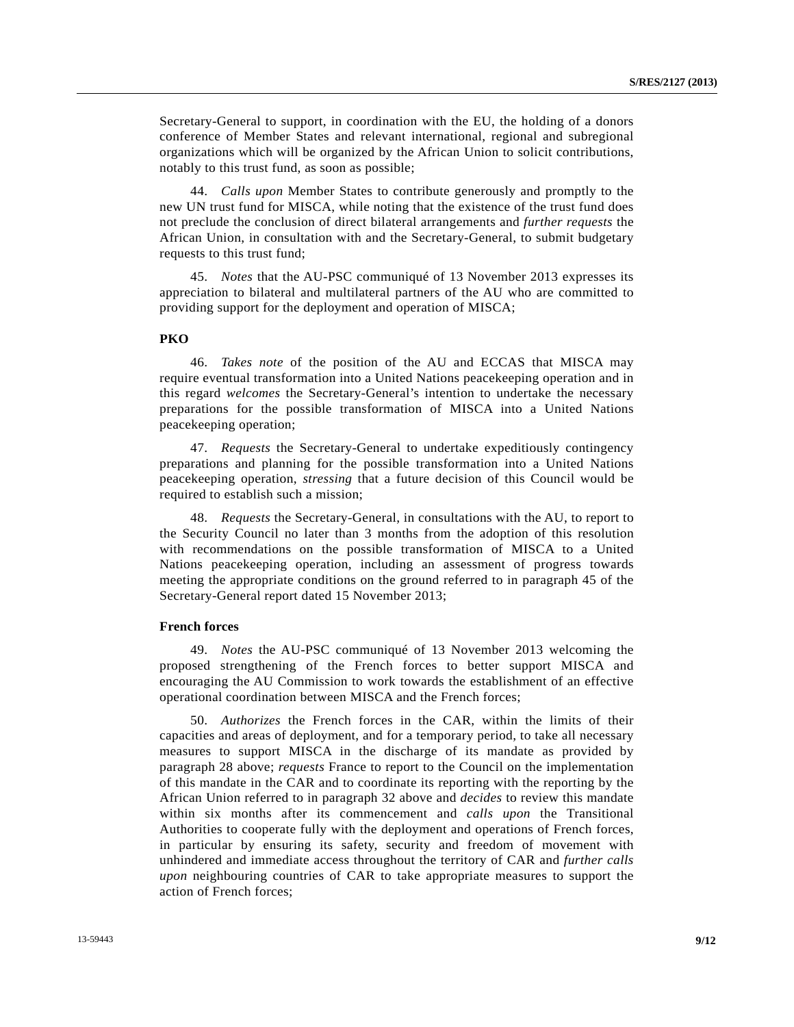Secretary-General to support, in coordination with the EU, the holding of a donors conference of Member States and relevant international, regional and subregional organizations which will be organized by the African Union to solicit contributions, notably to this trust fund, as soon as possible;

44. *Calls upon* Member States to contribute generously and promptly to the new UN trust fund for MISCA, while noting that the existence of the trust fund does not preclude the conclusion of direct bilateral arrangements and *further requests* the African Union, in consultation with and the Secretary-General, to submit budgetary requests to this trust fund;

45. *Notes* that the AU-PSC communiqué of 13 November 2013 expresses its appreciation to bilateral and multilateral partners of the AU who are committed to providing support for the deployment and operation of MISCA;

**PKO**

46. *Takes note* of the position of the AU and ECCAS that MISCA may require eventual transformation into a United Nations peacekeeping operation and in this regard *welcomes* the Secretary-General's intention to undertake the necessary preparations for the possible transformation of MISCA into a United Nations peacekeeping operation;

47. *Requests* the Secretary-General to undertake expeditiously contingency preparations and planning for the possible transformation into a United Nations peacekeeping operation, *stressing* that a future decision of this Council would be required to establish such a mission;

48. *Requests* the Secretary-General, in consultations with the AU, to report to the Security Council no later than 3 months from the adoption of this resolution with recommendations on the possible transformation of MISCA to a United Nations peacekeeping operation, including an assessment of progress towards meeting the appropriate conditions on the ground referred to in paragraph 45 of the Secretary-General report dated 15 November 2013;

**French forces**

49. *Notes* the AU-PSC communiqué of 13 November 2013 welcoming the proposed strengthening of the French forces to better support MISCA and encouraging the AU Commission to work towards the establishment of an effective operational coordination between MISCA and the French forces;

50. *Authorizes* the French forces in the CAR, within the limits of their capacities and areas of deployment, and for a temporary period, to take all necessary measures to support MISCA in the discharge of its mandate as provided by paragraph 28 above; *requests* France to report to the Council on the implementation of this mandate in the CAR and to coordinate its reporting with the reporting by the African Union referred to in paragraph 32 above and *decides* to review this mandate within six months after its commencement and *calls upon* the Transitional Authorities to cooperate fully with the deployment and operations of French forces, in particular by ensuring its safety, security and freedom of movement with unhindered and immediate access throughout the territory of CAR and *further calls upon* neighbouring countries of CAR to take appropriate measures to support the action of French forces;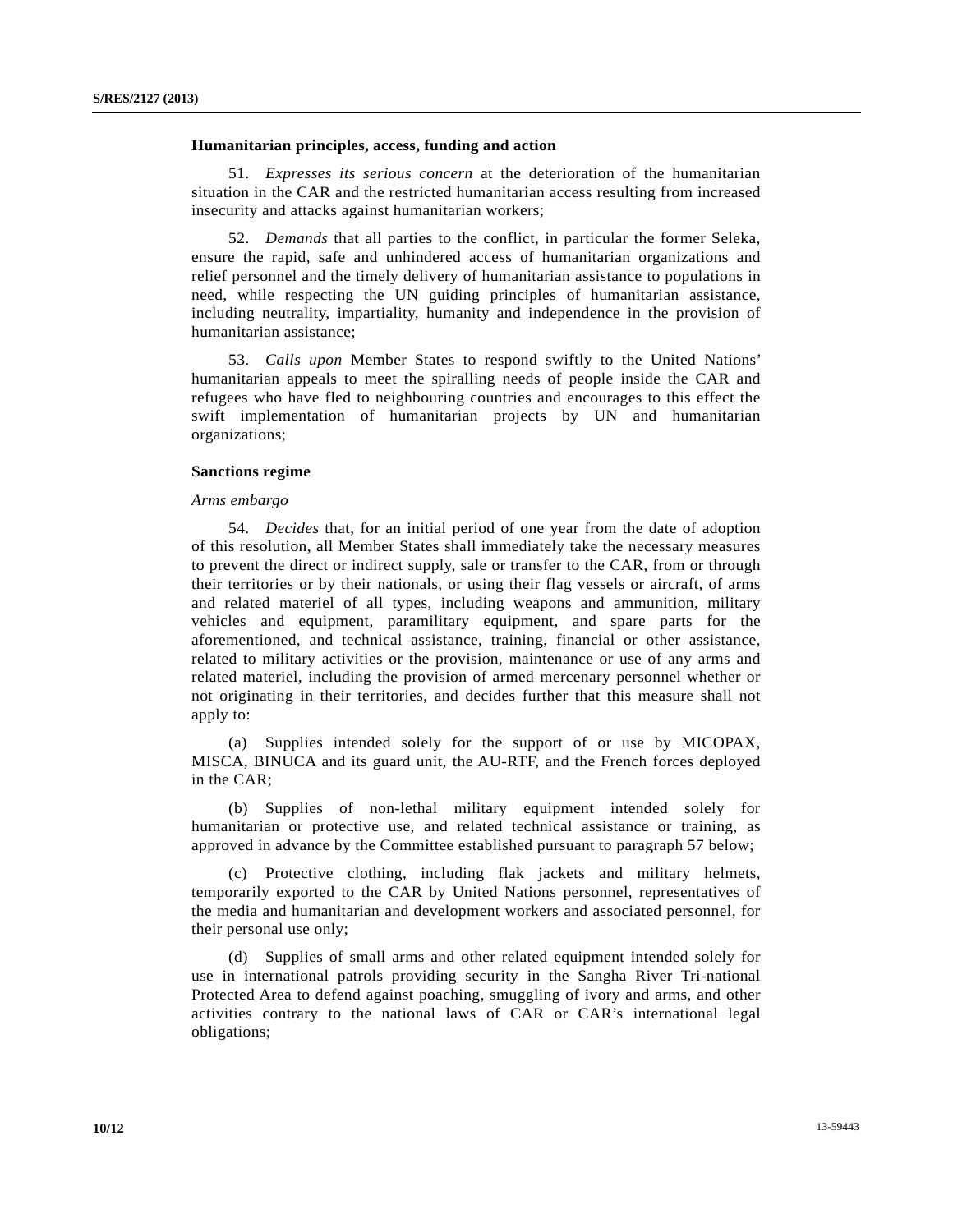### Humanitarian principles, access, funding and action

51. *Expresses its serious concern* at the deterioration of the humanitarian situation in the CAR and the restricted humanitarian access resulting from increased insecurity and attacks against humanitarian workers;

52. *Demands* that all parties to the conflict, in particular the former Seleka, ensure the rapid, safe and unhindered access of humanitarian organizations and relief personnel and the timely delivery of humanitarian assistance to populations in need, while respecting the UN guiding principles of humanitarian assistance, including neutrality, impartiality, humanity and independence in the provision of humanitarian assistance;

53. *Calls upon* Member States to respond swiftly to the United Nations' humanitarian appeals to meet the spiralling needs of people inside the CAR and refugees who have fled to neighbouring countries and encourages to this effect the swift implementation of humanitarian projects by UN and humanitarian organizations;

### Sanctions regime

*Arms embargo*

54. *Decides* that, for an initial period of one year from the date of adoption of this resolution, all Member States shall immediately take the necessary measures to prevent the direct or indirect supply, sale or transfer to the CAR, from or through their territories or by their nationals, or using their flag vessels or aircraft, of arms and related materiel of all types, including weapons and ammunition, military vehicles and equipment, paramilitary equipment, and spare parts for the aforementioned, and technical assistance, training, financial or other assistance, related to military activities or the provision, maintenance or use of any arms and related materiel, including the provision of armed mercenary personnel whether or not originating in their territories, and decides further that this measure shall not apply to:

(a) Supplies intended solely for the support of or use by MICOPAX, MISCA, BINUCA and its guard unit, the AU-RTF, and the French forces deployed in the CAR;

(b) Supplies of non-lethal military equipment intended solely for humanitarian or protective use, and related technical assistance or training, as approved in advance by the Committee established pursuant to paragraph 57 below;

(c) Protective clothing, including flak jackets and military helmets, temporarily exported to the CAR by United Nations personnel, representatives of the media and humanitarian and development workers and associated personnel, for their personal use only;

(d) Supplies of small arms and other related equipment intended solely for use in international patrols providing security in the Sangha River Tri-national Protected Area to defend against poaching, smuggling of ivory and arms, and other activities contrary to the national laws of CAR or CAR's international legal obligations;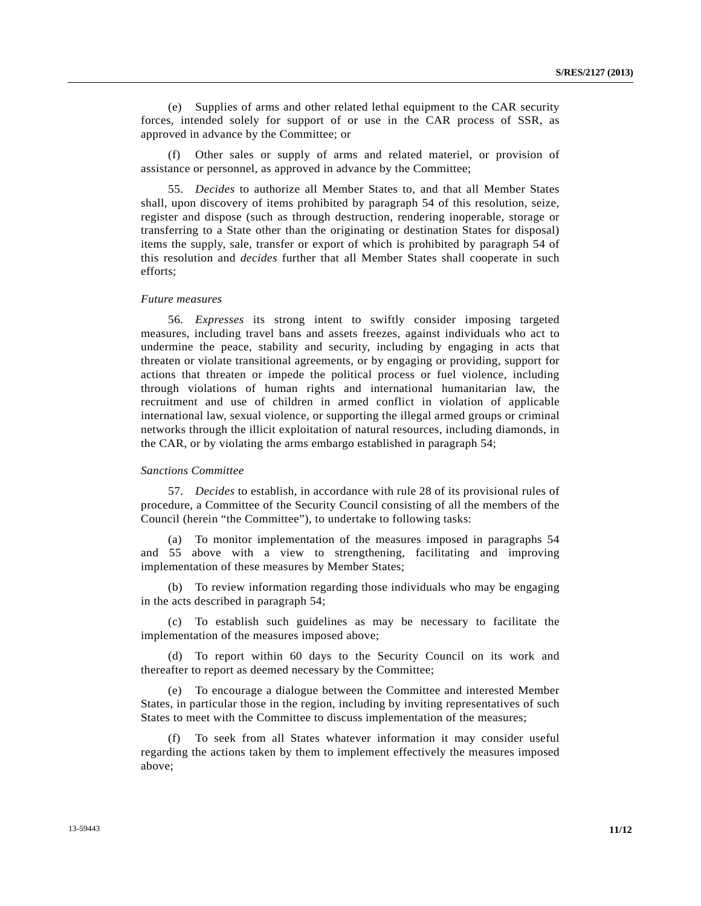(e) Supplies of arms and other related lethal equipment to the CAR security forces, intended solely for support of or use in the CAR process of SSR, as approved in advance by the Committee; or

(f) Other sales or supply of arms and related materiel, or provision of assistance or personnel, as approved in advance by the Committee;

55. *Decides* to authorize all Member States to, and that all Member States shall, upon discovery of items prohibited by paragraph 54 of this resolution, seize, register and dispose (such as through destruction, rendering inoperable, storage or transferring to a State other than the originating or destination States for disposal) items the supply, sale, transfer or export of which is prohibited by paragraph 54 of this resolution and *decides* further that all Member States shall cooperate in such efforts;

*Future measures*

56. *Expresses* its strong intent to swiftly consider imposing targeted measures, including travel bans and assets freezes, against individuals who act to undermine the peace, stability and security, including by engaging in acts that threaten or violate transitional agreements, or by engaging or providing, support for actions that threaten or impede the political process or fuel violence, including through violations of human rights and international humanitarian law, the recruitment and use of children in armed conflict in violation of applicable international law, sexual violence, or supporting the illegal armed groups or criminal networks through the illicit exploitation of natural resources, including diamonds, in the CAR, or by violating the arms embargo established in paragraph 54;

*Sanctions Committee*

57. *Decides* to establish, in accordance with rule 28 of its provisional rules of procedure, a Committee of the Security Council consisting of all the members of the Council (herein "the Committee"), to undertake to following tasks:

(a) To monitor implementation of the measures imposed in paragraphs 54 and 55 above with a view to strengthening, facilitating and improving implementation of these measures by Member States;

(b) To review information regarding those individuals who may be engaging in the acts described in paragraph 54;

(c) To establish such guidelines as may be necessary to facilitate the implementation of the measures imposed above;

(d) To report within 60 days to the Security Council on its work and thereafter to report as deemed necessary by the Committee;

(e) To encourage a dialogue between the Committee and interested Member States, in particular those in the region, including by inviting representatives of such States to meet with the Committee to discuss implementation of the measures;

(f) To seek from all States whatever information it may consider useful regarding the actions taken by them to implement effectively the measures imposed above;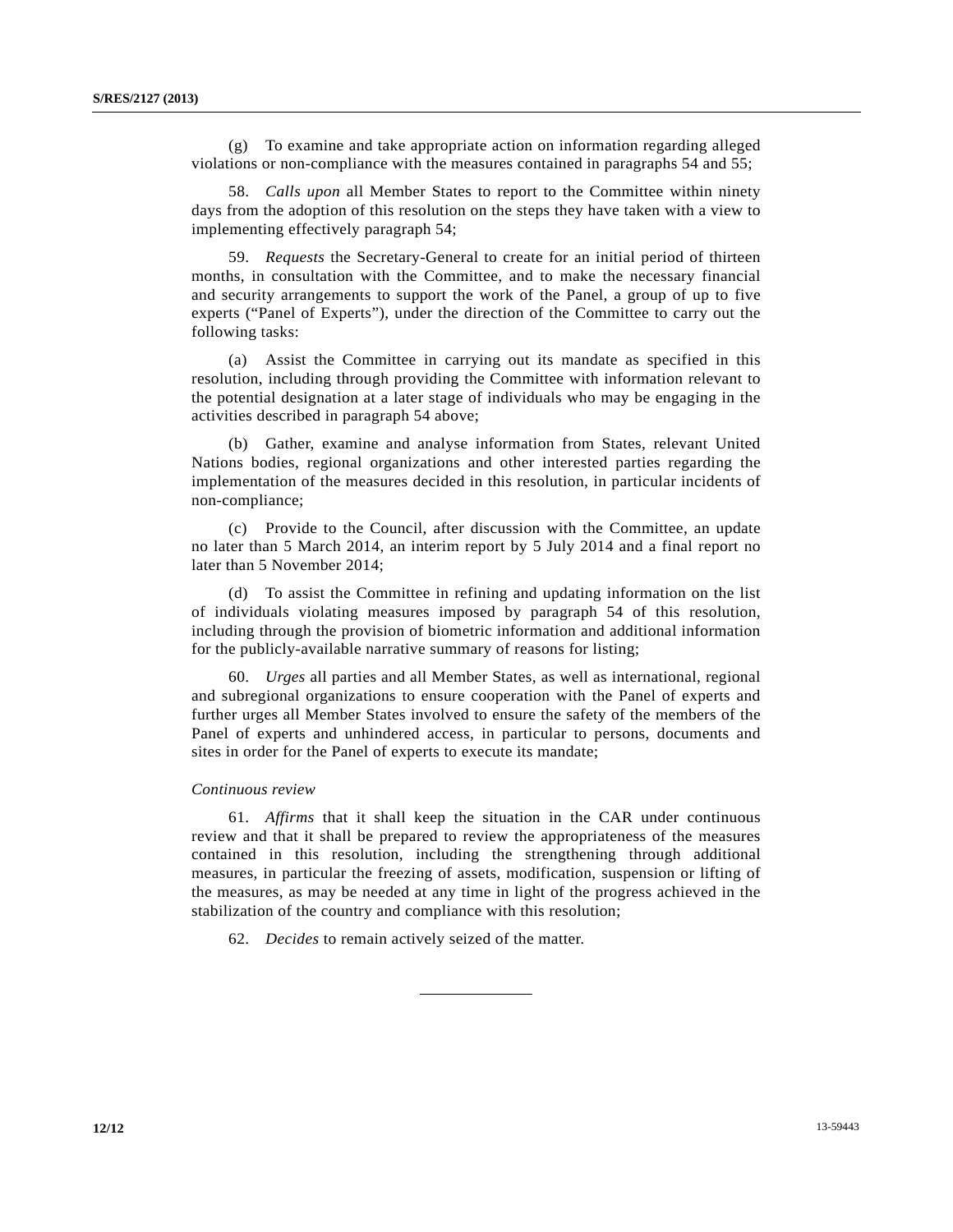(g) To examine and take appropriate action on information regarding alleged violations or non-compliance with the measures contained in paragraphs 54 and 55;

58. *Calls upon* all Member States to report to the Committee within ninety days from the adoption of this resolution on the steps they have taken with a view to implementing effectively paragraph 54;

59. *Requests* the Secretary-General to create for an initial period of thirteen months, in consultation with the Committee, and to make the necessary financial and security arrangements to support the work of the Panel, a group of up to five experts ("Panel of Experts"), under the direction of the Committee to carry out the following tasks:

(a) Assist the Committee in carrying out its mandate as specified in this resolution, including through providing the Committee with information relevant to the potential designation at a later stage of individuals who may be engaging in the activities described in paragraph 54 above;

(b) Gather, examine and analyse information from States, relevant United Nations bodies, regional organizations and other interested parties regarding the implementation of the measures decided in this resolution, in particular incidents of non-compliance;

(c) Provide to the Council, after discussion with the Committee, an update no later than 5 March 2014, an interim report by 5 July 2014 and a final report no later than 5 November 2014;

(d) To assist the Committee in refining and updating information on the list of individuals violating measures imposed by paragraph 54 of this resolution, including through the provision of biometric information and additional information for the publicly-available narrative summary of reasons for listing;

60. *Urges* all parties and all Member States, as well as international, regional and subregional organizations to ensure cooperation with the Panel of experts and further urges all Member States involved to ensure the safety of the members of the Panel of experts and unhindered access, in particular to persons, documents and sites in order for the Panel of experts to execute its mandate;

*Continuous review*

61. *Affirms* that it shall keep the situation in the CAR under continuous review and that it shall be prepared to review the appropriateness of the measures contained in this resolution, including the strengthening through additional measures, in particular the freezing of assets, modification, suspension or lifting of the measures, as may be needed at any time in light of the progress achieved in the stabilization of the country and compliance with this resolution;

62. *Decides* to remain actively seized of the matter.